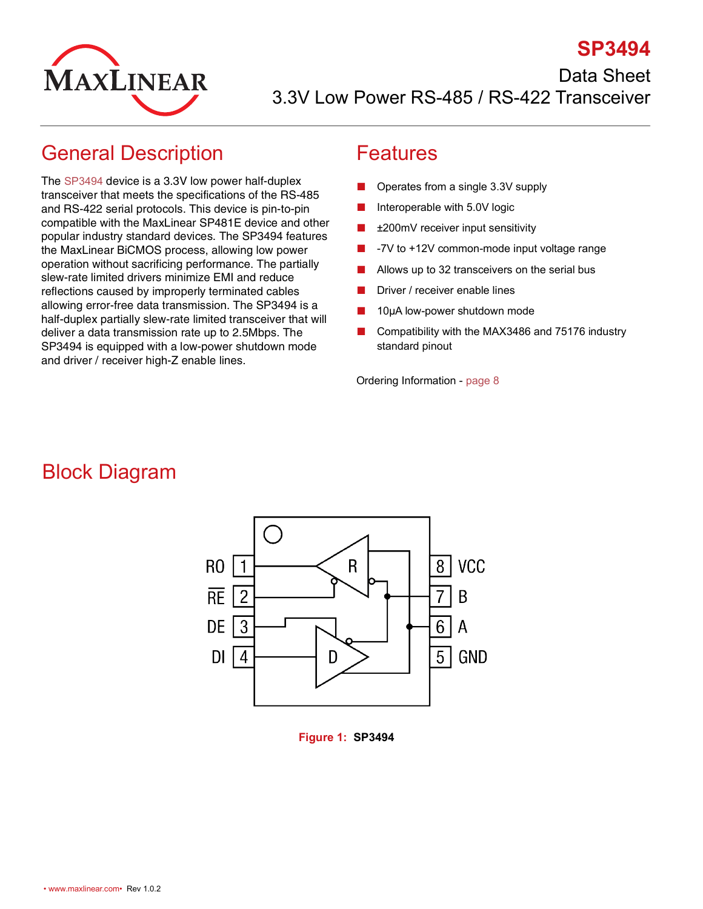# SP3494

Data Sheet

3.3V Low Power RS-485 / RS-422 Transceiver

## General Description

The SP3494 device is a 3.3V low power half-duplex transceiver that meets the specifications of the RS-485 and RS-422 serial protocols. This device is pin-to-pin compatible with the MaxLinear SP481E device and other popular industry standard devices. The SP3494 features the MaxLinear BiCMOS process, allowing low power operation without sacrificing performance. The partially slew-rate limited drivers minimize EMI and reduce reflections caused by improperly terminated cables allowing error-free data transmission. The SP3494 is a half-duplex partially slew-rate limited transceiver that will deliver a data transmission rate up to 2.5Mbps. The SP3494 is equipped with a low-power shutdown mode and driver / receiver high-Z enable lines.

## Features

- Operates from a single 3.3V supply
- Interoperable with 5.0V logic
- ±200mV receiver input sensitivity
- -7V to +12V common-mode input voltage range
- Allows up to 32 transceivers on the serial bus
- Driver / receiver enable lines
- 10µA low-power shutdown mode
- Compatibility with the MAX3486 and 75176 industry standard pinout

Ordering Information - page 8

## Block Diagram

RO 1, RE 2, DE 3, DI 4, 8 VCC, 7 B, 6 A, 5 GND

**Figure 1: SP3494**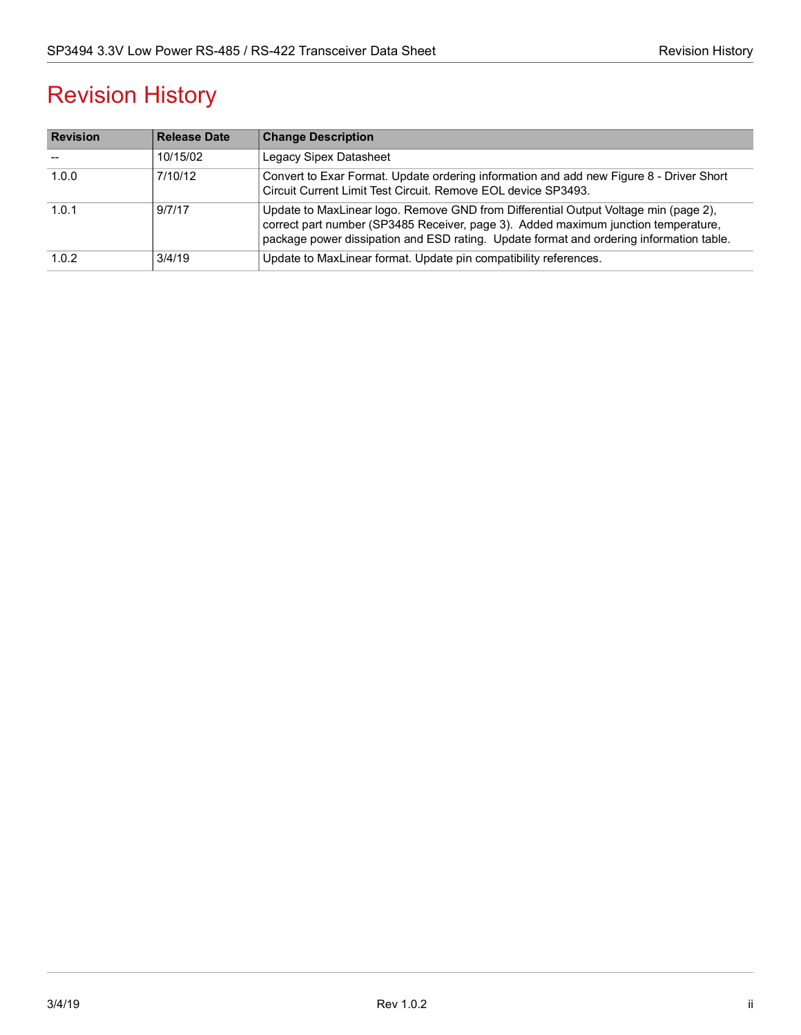# Revision History

| Revision | Release Date | Change Description |
|---|---|---|
| -- | 10/15/02 | Legacy Sipex Datasheet |
| 1.0.0 | 7/10/12 | Convert to Exar Format. Update ordering information and add new Figure 8 - Driver Short Circuit Current Limit Test Circuit. Remove EOL device SP3493. |
| 1.0.1 | 9/7/17 | Update to MaxLinear logo. Remove GND from Differential Output Voltage min (page 2), correct part number (SP3485 Receiver, page 3). Added maximum junction temperature, package power dissipation and ESD rating. Update format and ordering information table. |
| 1.0.2 | 3/4/19 | Update to MaxLinear format. Update pin compatibility references. |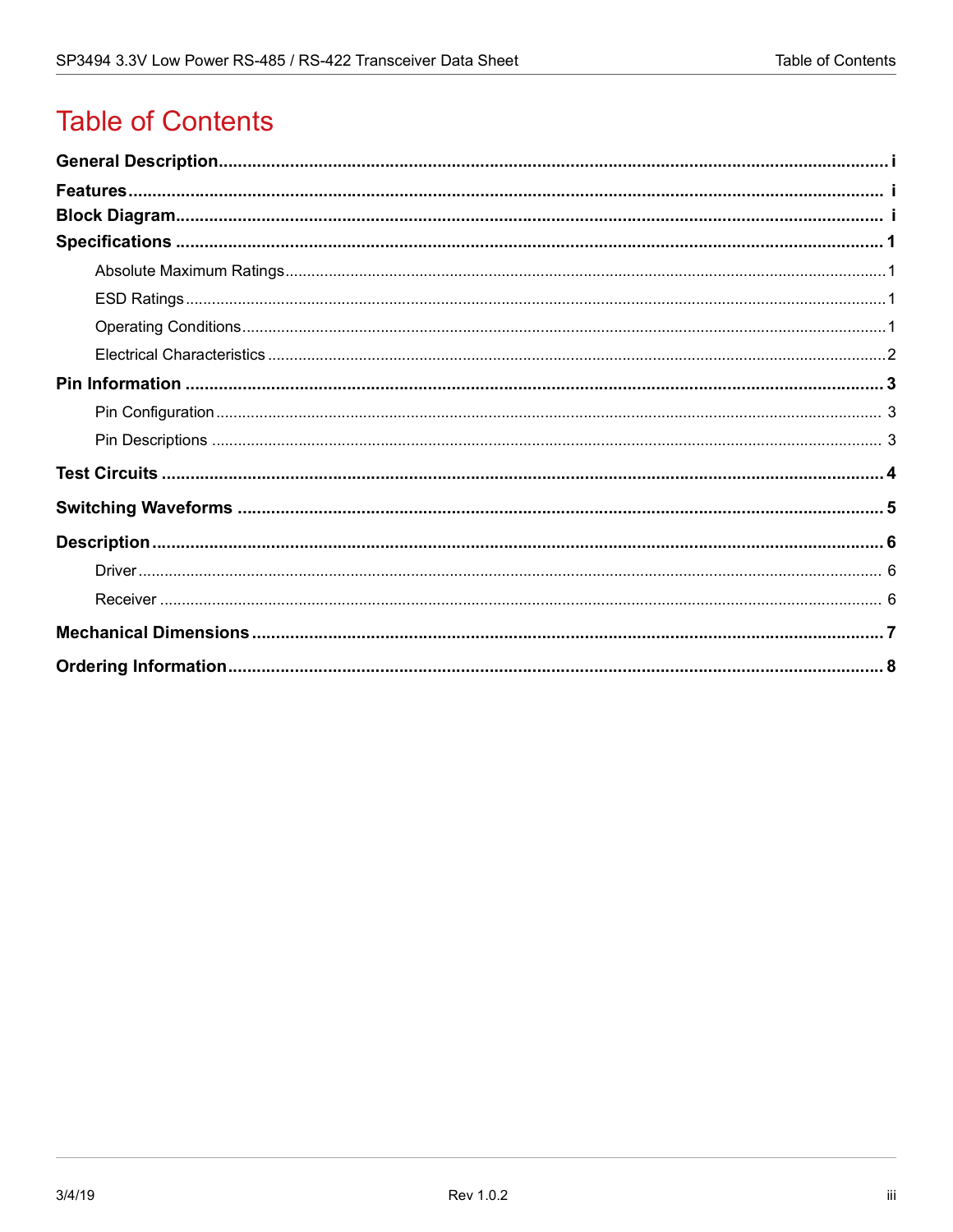# Table of Contents

**General Description** ..... i

**Features** ..... i

**Block Diagram** ..... i

**Specifications** ..... 1

- Absolute Maximum Ratings ..... 1
- ESD Ratings ..... 1
- Operating Conditions ..... 1
- Electrical Characteristics ..... 2

**Pin Information** ..... 3

- Pin Configuration ..... 3
- Pin Descriptions ..... 3

**Test Circuits** ..... 4

**Switching Waveforms** ..... 5

**Description** ..... 6

- Driver ..... 6
- Receiver ..... 6

**Mechanical Dimensions** ..... 7

**Ordering Information** ..... 8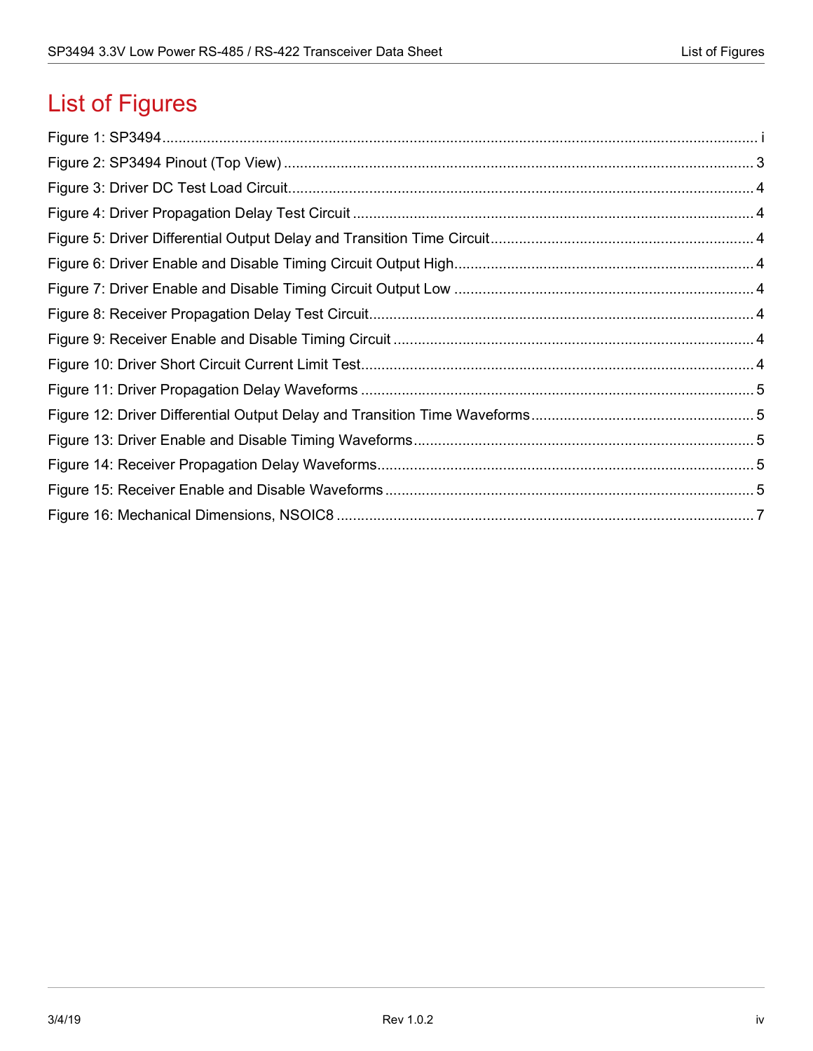# List of Figures

Figure 1: SP3494 .......... i
Figure 2: SP3494 Pinout (Top View) .......... 3
Figure 3: Driver DC Test Load Circuit .......... 4
Figure 4: Driver Propagation Delay Test Circuit .......... 4
Figure 5: Driver Differential Output Delay and Transition Time Circuit .......... 4
Figure 6: Driver Enable and Disable Timing Circuit Output High .......... 4
Figure 7: Driver Enable and Disable Timing Circuit Output Low .......... 4
Figure 8: Receiver Propagation Delay Test Circuit .......... 4
Figure 9: Receiver Enable and Disable Timing Circuit .......... 4
Figure 10: Driver Short Circuit Current Limit Test .......... 4
Figure 11: Driver Propagation Delay Waveforms .......... 5
Figure 12: Driver Differential Output Delay and Transition Time Waveforms .......... 5
Figure 13: Driver Enable and Disable Timing Waveforms .......... 5
Figure 14: Receiver Propagation Delay Waveforms .......... 5
Figure 15: Receiver Enable and Disable Waveforms .......... 5
Figure 16: Mechanical Dimensions, NSOIC8 .......... 7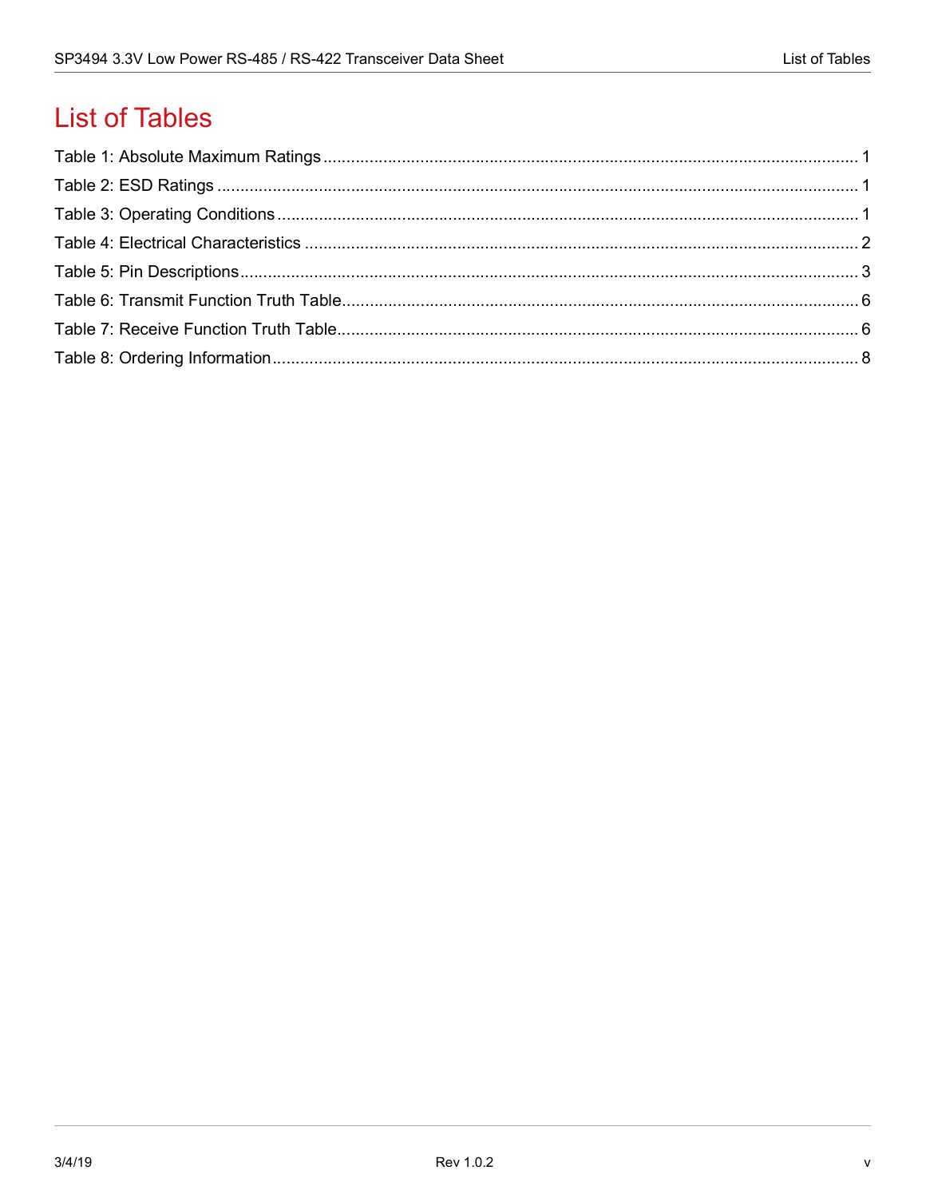# List of Tables

Table 1: Absolute Maximum Ratings ..................... 1
Table 2: ESD Ratings ..................... 1
Table 3: Operating Conditions ..................... 1
Table 4: Electrical Characteristics ..................... 2
Table 5: Pin Descriptions ..................... 3
Table 6: Transmit Function Truth Table ..................... 6
Table 7: Receive Function Truth Table ..................... 6
Table 8: Ordering Information ..................... 8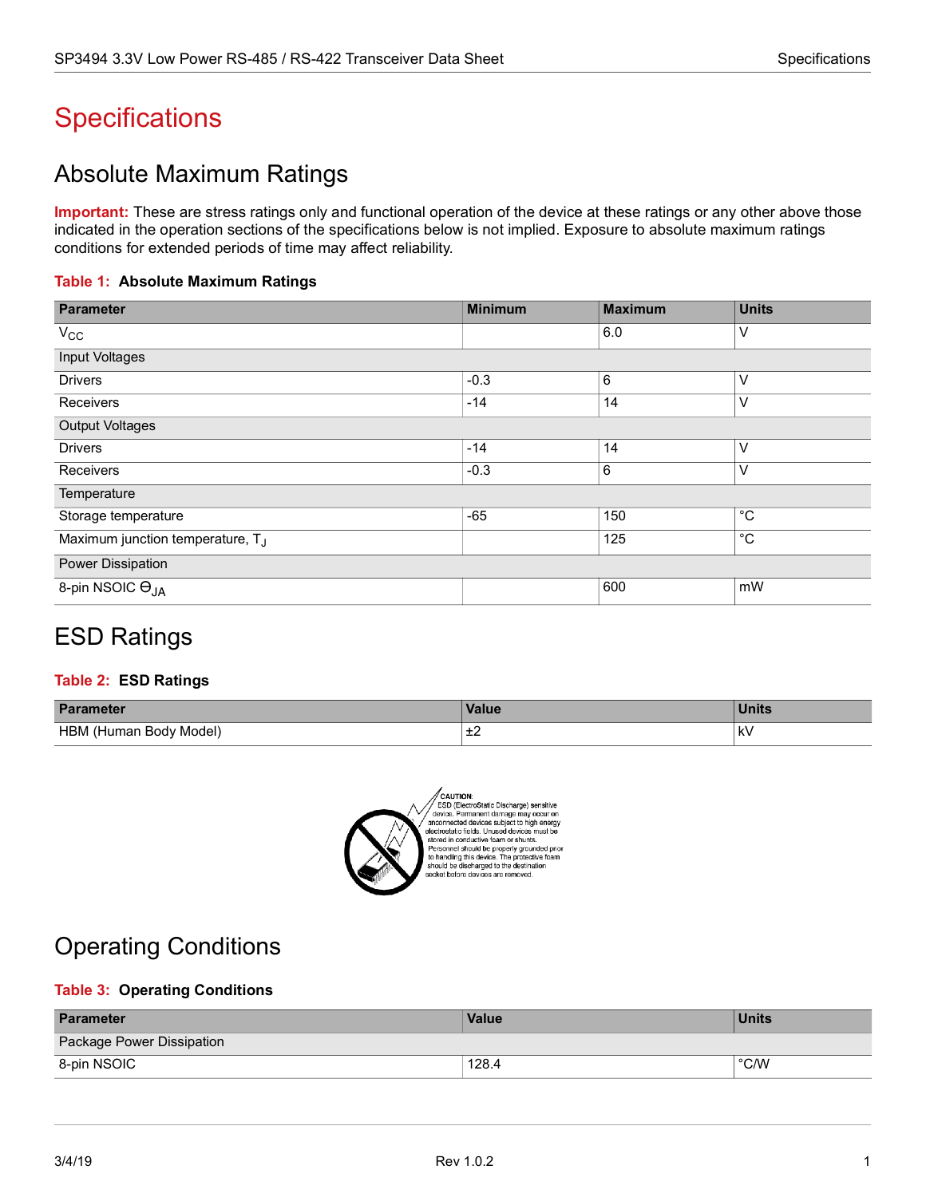# Specifications

## Absolute Maximum Ratings

**Important:** These are stress ratings only and functional operation of the device at these ratings or any other above those indicated in the operation sections of the specifications below is not implied. Exposure to absolute maximum ratings conditions for extended periods of time may affect reliability.

**Table 1: Absolute Maximum Ratings**

| Parameter | Minimum | Maximum | Units |
|---|---|---|---|
| $V_{CC}$ | | 6.0 | V |
| Input Voltages | | | |
| Drivers | -0.3 | 6 | V |
| Receivers | -14 | 14 | V |
| Output Voltages | | | |
| Drivers | -14 | 14 | V |
| Receivers | -0.3 | 6 | V |
| Temperature | | | |
| Storage temperature | -65 | 150 | °C |
| Maximum junction temperature, $T_J$ | | 125 | °C |
| Power Dissipation | | | |
| 8-pin NSOIC $\Theta_{JA}$ | | 600 | mW |

## ESD Ratings

**Table 2: ESD Ratings**

| Parameter | Value | Units |
|---|---|---|
| HBM (Human Body Model) | ±2 | kV |

CAUTION:
ESD (ElectroStatic Discharge) sensitive device. Permanent damage may occur on unconnected devices subject to high energy electrostatic fields. Unused devices must be stored in conductive foam or shunts. Personnel should be properly grounded prior to handling this device. The protective foam should be discharged to the destination socket before devices are removed.

## Operating Conditions

**Table 3: Operating Conditions**

| Parameter | Value | Units |
|---|---|---|
| Package Power Dissipation | | |
| 8-pin NSOIC | 128.4 | °C/W |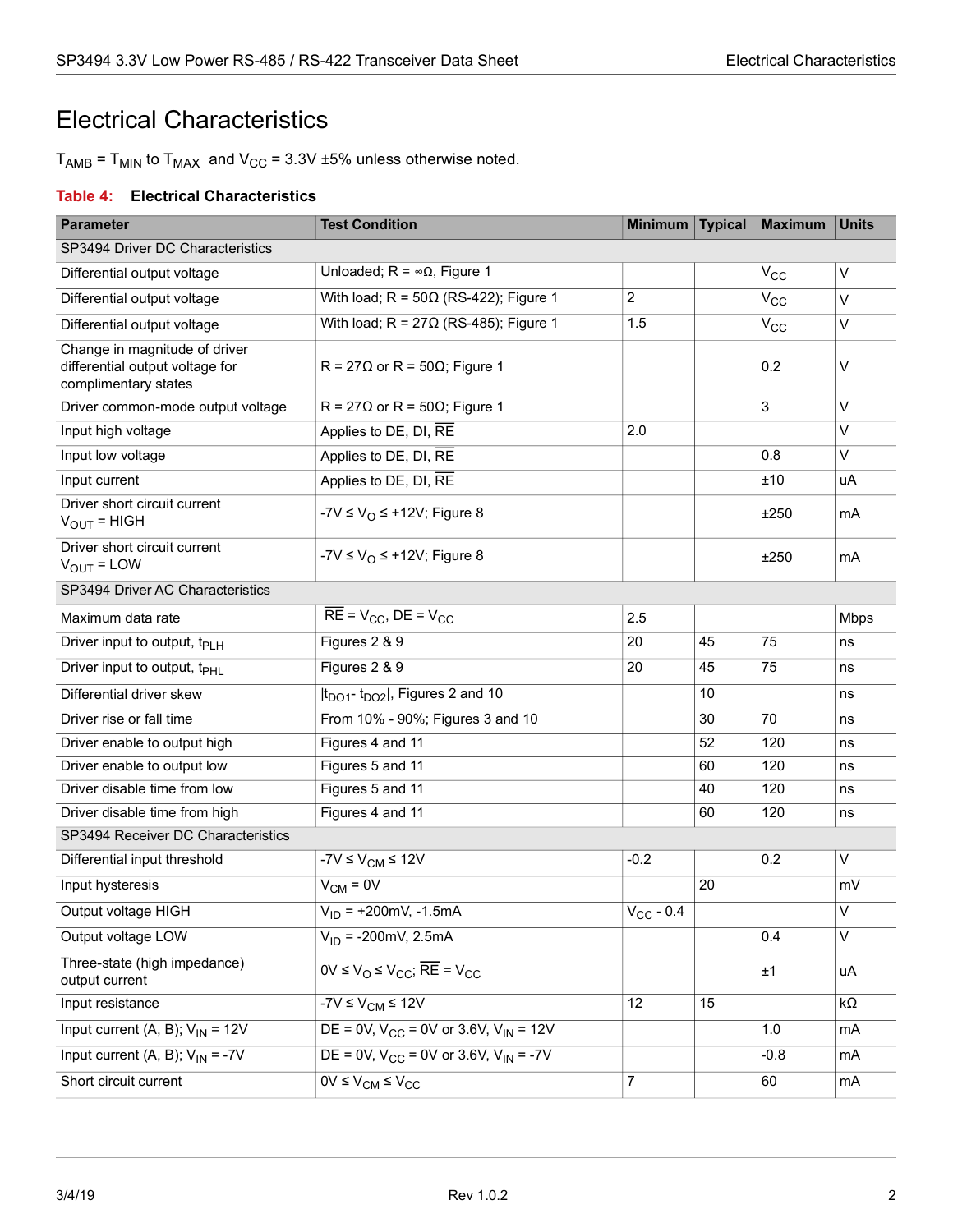# Electrical Characteristics

$T_{AMB} = T_{MIN}$ to $T_{MAX}$ and $V_{CC} = 3.3V \pm 5\%$ unless otherwise noted.

**Table 4: Electrical Characteristics**

| Parameter | Test Condition | Minimum | Typical | Maximum | Units |
|---|---|---|---|---|---|
| SP3494 Driver DC Characteristics | | | | | |
| Differential output voltage | Unloaded; R = ∞Ω, Figure 1 | | | $V_{CC}$ | V |
| Differential output voltage | With load; R = 50Ω (RS-422); Figure 1 | 2 | | $V_{CC}$ | V |
| Differential output voltage | With load; R = 27Ω (RS-485); Figure 1 | 1.5 | | $V_{CC}$ | V |
| Change in magnitude of driver differential output voltage for complimentary states | R = 27Ω or R = 50Ω; Figure 1 | | | 0.2 | V |
| Driver common-mode output voltage | R = 27Ω or R = 50Ω; Figure 1 | | | 3 | V |
| Input high voltage | Applies to DE, DI, $\overline{RE}$ | 2.0 | | | V |
| Input low voltage | Applies to DE, DI, $\overline{RE}$ | | | 0.8 | V |
| Input current | Applies to DE, DI, $\overline{RE}$ | | | ±10 | uA |
| Driver short circuit current $V_{OUT}$ = HIGH | $-7V \leq V_O \leq +12V$; Figure 8 | | | ±250 | mA |
| Driver short circuit current $V_{OUT}$ = LOW | $-7V \leq V_O \leq +12V$; Figure 8 | | | ±250 | mA |
| SP3494 Driver AC Characteristics | | | | | |
| Maximum data rate | $\overline{RE} = V_{CC}$, DE = $V_{CC}$ | 2.5 | | | Mbps |
| Driver input to output, $t_{PLH}$ | Figures 2 & 9 | 20 | 45 | 75 | ns |
| Driver input to output, $t_{PHL}$ | Figures 2 & 9 | 20 | 45 | 75 | ns |
| Differential driver skew | $\lvert t_{DO1} - t_{DO2} \rvert$, Figures 2 and 10 | | 10 | | ns |
| Driver rise or fall time | From 10% - 90%; Figures 3 and 10 | | 30 | 70 | ns |
| Driver enable to output high | Figures 4 and 11 | | 52 | 120 | ns |
| Driver enable to output low | Figures 5 and 11 | | 60 | 120 | ns |
| Driver disable time from low | Figures 5 and 11 | | 40 | 120 | ns |
| Driver disable time from high | Figures 4 and 11 | | 60 | 120 | ns |
| SP3494 Receiver DC Characteristics | | | | | |
| Differential input threshold | $-7V \leq V_{CM} \leq 12V$ | -0.2 | | 0.2 | V |
| Input hysteresis | $V_{CM}$ = 0V | | 20 | | mV |
| Output voltage HIGH | $V_{ID}$ = +200mV, -1.5mA | $V_{CC}$ - 0.4 | | | V |
| Output voltage LOW | $V_{ID}$ = -200mV, 2.5mA | | | 0.4 | V |
| Three-state (high impedance) output current | $0V \leq V_O \leq V_{CC}$; $\overline{RE} = V_{CC}$ | | | ±1 | uA |
| Input resistance | $-7V \leq V_{CM} \leq 12V$ | 12 | 15 | | kΩ |
| Input current (A, B); $V_{IN}$ = 12V | DE = 0V, $V_{CC}$ = 0V or 3.6V, $V_{IN}$ = 12V | | | 1.0 | mA |
| Input current (A, B); $V_{IN}$ = -7V | DE = 0V, $V_{CC}$ = 0V or 3.6V, $V_{IN}$ = -7V | | | -0.8 | mA |
| Short circuit current | $0V \leq V_{CM} \leq V_{CC}$ | 7 | | 60 | mA |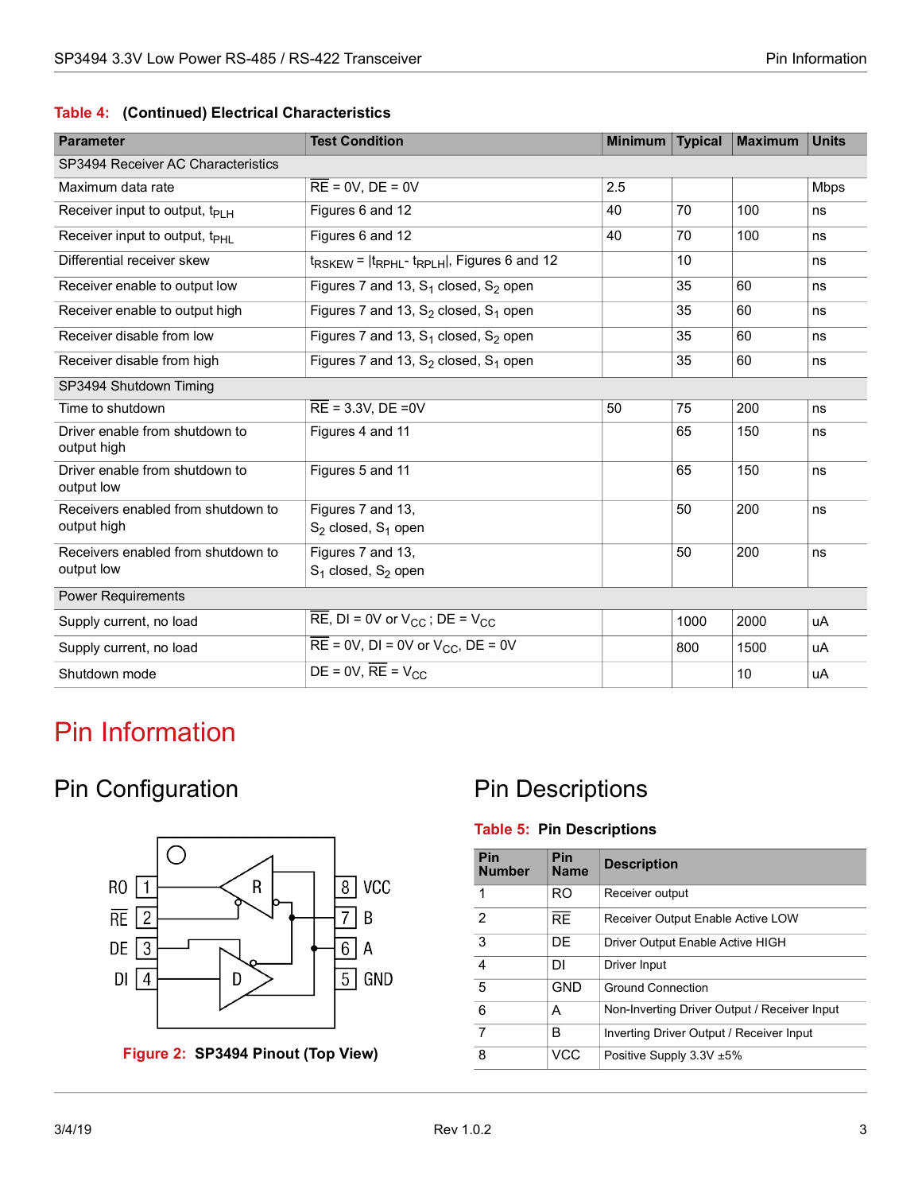**Table 4: (Continued) Electrical Characteristics**

| Parameter | Test Condition | Minimum | Typical | Maximum | Units |
|---|---|---|---|---|---|
| SP3494 Receiver AC Characteristics | | | | | |
| Maximum data rate | $\overline{RE}$ = 0V, DE = 0V | 2.5 | | | Mbps |
| Receiver input to output, $t_{PLH}$ | Figures 6 and 12 | 40 | 70 | 100 | ns |
| Receiver input to output, $t_{PHL}$ | Figures 6 and 12 | 40 | 70 | 100 | ns |
| Differential receiver skew | $t_{RSKEW} = \|t_{RPHL} - t_{RPLH}\|$, Figures 6 and 12 | | 10 | | ns |
| Receiver enable to output low | Figures 7 and 13, $S_1$ closed, $S_2$ open | | 35 | 60 | ns |
| Receiver enable to output high | Figures 7 and 13, $S_2$ closed, $S_1$ open | | 35 | 60 | ns |
| Receiver disable from low | Figures 7 and 13, $S_1$ closed, $S_2$ open | | 35 | 60 | ns |
| Receiver disable from high | Figures 7 and 13, $S_2$ closed, $S_1$ open | | 35 | 60 | ns |
| SP3494 Shutdown Timing | | | | | |
| Time to shutdown | $\overline{RE}$ = 3.3V, DE =0V | 50 | 75 | 200 | ns |
| Driver enable from shutdown to output high | Figures 4 and 11 | | 65 | 150 | ns |
| Driver enable from shutdown to output low | Figures 5 and 11 | | 65 | 150 | ns |
| Receivers enabled from shutdown to output high | Figures 7 and 13, $S_2$ closed, $S_1$ open | | 50 | 200 | ns |
| Receivers enabled from shutdown to output low | Figures 7 and 13, $S_1$ closed, $S_2$ open | | 50 | 200 | ns |
| Power Requirements | | | | | |
| Supply current, no load | $\overline{RE}$, DI = 0V or $V_{CC}$ ; DE = $V_{CC}$ | | 1000 | 2000 | uA |
| Supply current, no load | $\overline{RE}$ = 0V, DI = 0V or $V_{CC}$, DE = 0V | | 800 | 1500 | uA |
| Shutdown mode | DE = 0V, $\overline{RE}$ = $V_{CC}$ | | | 10 | uA |

# Pin Information

## Pin Configuration

RO 1, $\overline{RE}$ 2, DE 3, DI 4, GND 5, A 6, B 7, VCC 8

**Figure 2: SP3494 Pinout (Top View)**

## Pin Descriptions

**Table 5: Pin Descriptions**

| Pin Number | Pin Name | Description |
|---|---|---|
| 1 | RO | Receiver output |
| 2 | $\overline{RE}$ | Receiver Output Enable Active LOW |
| 3 | DE | Driver Output Enable Active HIGH |
| 4 | DI | Driver Input |
| 5 | GND | Ground Connection |
| 6 | A | Non-Inverting Driver Output / Receiver Input |
| 7 | B | Inverting Driver Output / Receiver Input |
| 8 | VCC | Positive Supply 3.3V ±5% |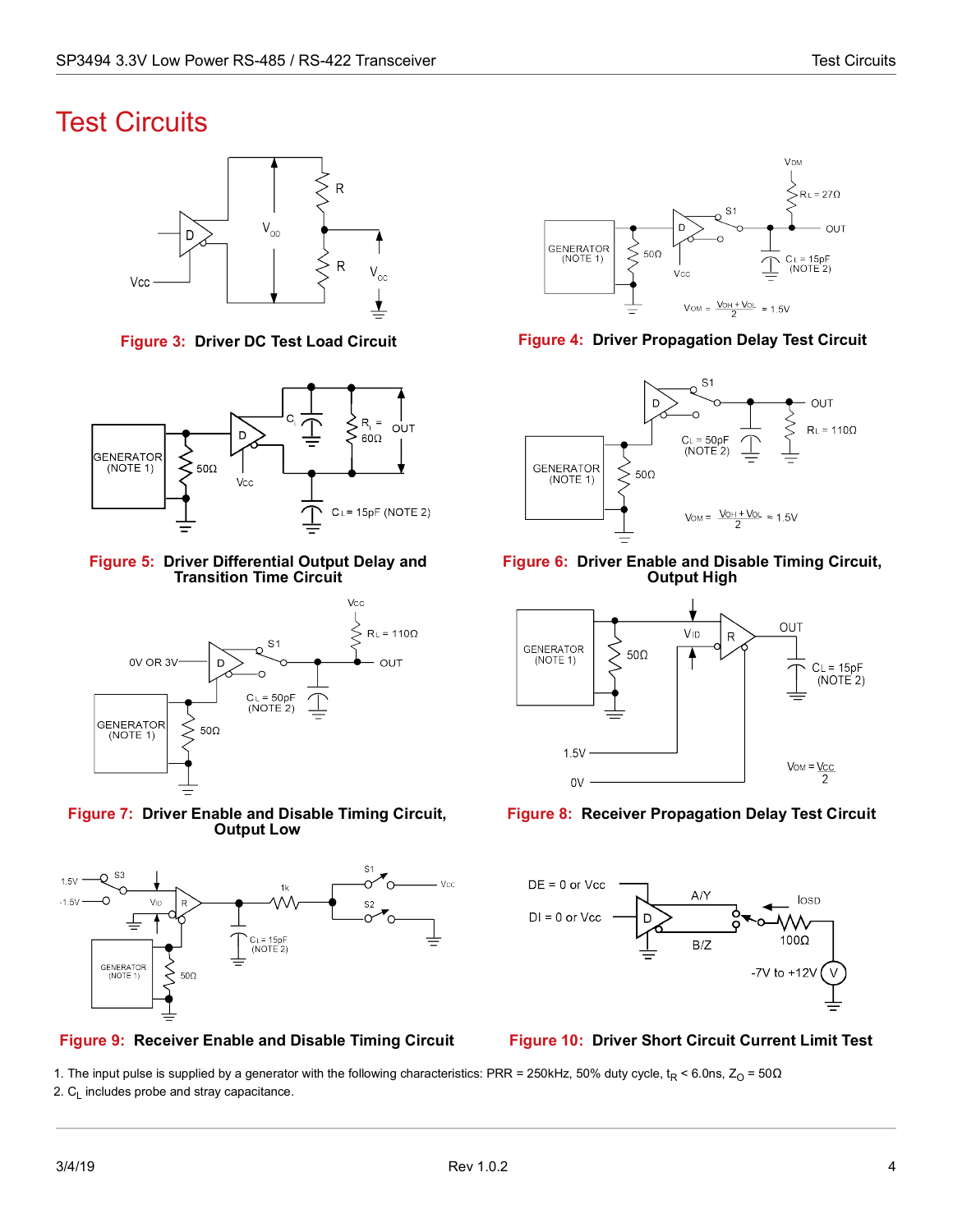# Test Circuits

**Figure 3: Driver DC Test Load Circuit**

**Figure 4: Driver Propagation Delay Test Circuit**

**Figure 5: Driver Differential Output Delay and Transition Time Circuit**

**Figure 6: Driver Enable and Disable Timing Circuit, Output High**

**Figure 7: Driver Enable and Disable Timing Circuit, Output Low**

**Figure 8: Receiver Propagation Delay Test Circuit**

**Figure 9: Receiver Enable and Disable Timing Circuit**

**Figure 10: Driver Short Circuit Current Limit Test**

1. The input pulse is supplied by a generator with the following characteristics: PRR = 250kHz, 50% duty cycle, $t_R$ < 6.0ns, $Z_O$ = 50Ω
2. $C_L$ includes probe and stray capacitance.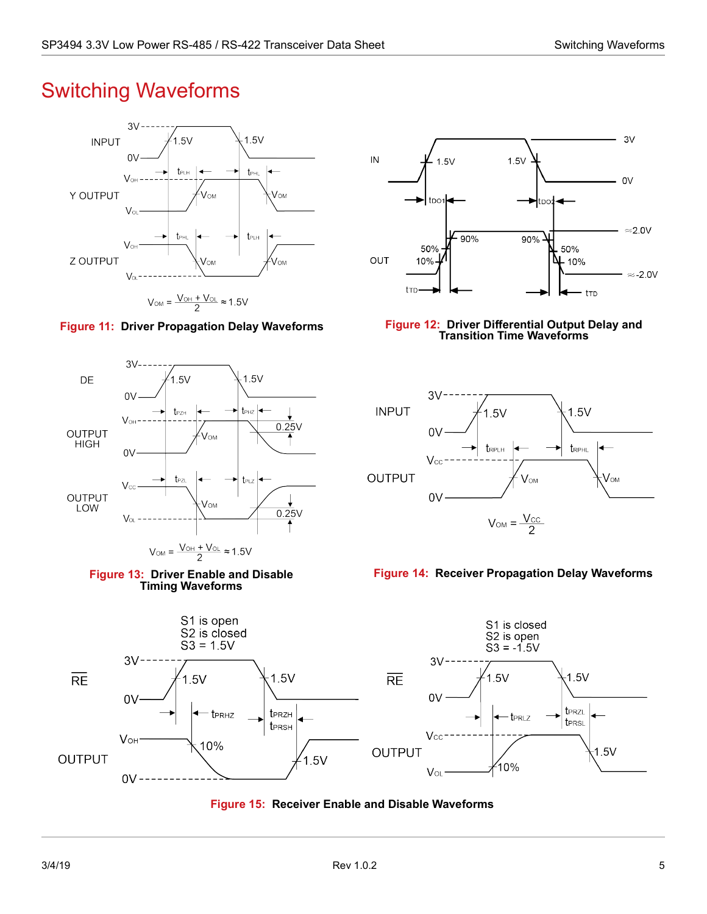# Switching Waveforms

Figure 11: Driver Propagation Delay Waveforms

Figure 12: Driver Differential Output Delay and Transition Time Waveforms

Figure 13: Driver Enable and Disable Timing Waveforms

Figure 14: Receiver Propagation Delay Waveforms

Figure 15: Receiver Enable and Disable Waveforms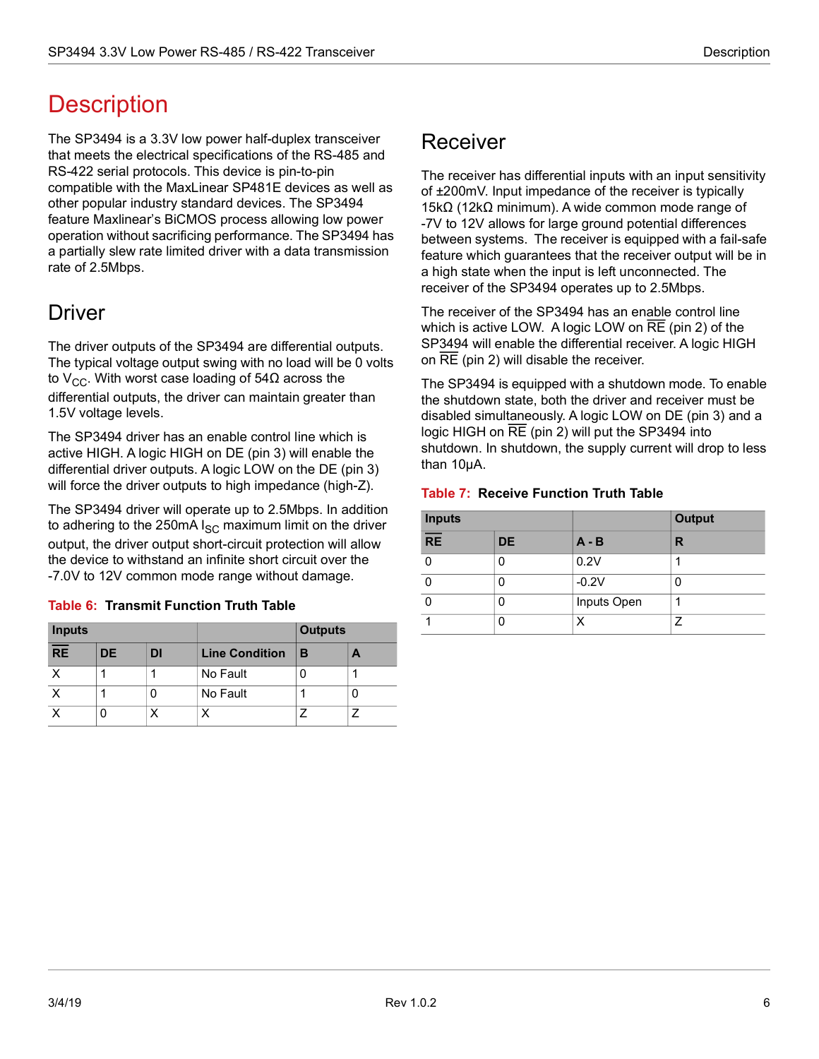# Description

The SP3494 is a 3.3V low power half-duplex transceiver that meets the electrical specifications of the RS-485 and RS-422 serial protocols. This device is pin-to-pin compatible with the MaxLinear SP481E devices as well as other popular industry standard devices. The SP3494 feature Maxlinear's BiCMOS process allowing low power operation without sacrificing performance. The SP3494 has a partially slew rate limited driver with a data transmission rate of 2.5Mbps.

## Driver

The driver outputs of the SP3494 are differential outputs. The typical voltage output swing with no load will be 0 volts to $V_{CC}$. With worst case loading of 54Ω across the differential outputs, the driver can maintain greater than 1.5V voltage levels.

The SP3494 driver has an enable control line which is active HIGH. A logic HIGH on DE (pin 3) will enable the differential driver outputs. A logic LOW on the DE (pin 3) will force the driver outputs to high impedance (high-Z).

The SP3494 driver will operate up to 2.5Mbps. In addition to adhering to the 250mA $I_{SC}$ maximum limit on the driver output, the driver output short-circuit protection will allow the device to withstand an infinite short circuit over the -7.0V to 12V common mode range without damage.

**Table 6: Transmit Function Truth Table**

| Inputs | | | | Outputs | |
|---|---|---|---|---|---|
| $\overline{RE}$ | DE | DI | Line Condition | B | A |
| X | 1 | 1 | No Fault | 0 | 1 |
| X | 1 | 0 | No Fault | 1 | 0 |
| X | 0 | X | X | Z | Z |

## Receiver

The receiver has differential inputs with an input sensitivity of ±200mV. Input impedance of the receiver is typically 15kΩ (12kΩ minimum). A wide common mode range of -7V to 12V allows for large ground potential differences between systems. The receiver is equipped with a fail-safe feature which guarantees that the receiver output will be in a high state when the input is left unconnected. The receiver of the SP3494 operates up to 2.5Mbps.

The receiver of the SP3494 has an enable control line which is active LOW. A logic LOW on $\overline{RE}$ (pin 2) of the SP3494 will enable the differential receiver. A logic HIGH on $\overline{RE}$ (pin 2) will disable the receiver.

The SP3494 is equipped with a shutdown mode. To enable the shutdown state, both the driver and receiver must be disabled simultaneously. A logic LOW on DE (pin 3) and a logic HIGH on $\overline{RE}$ (pin 2) will put the SP3494 into shutdown. In shutdown, the supply current will drop to less than 10µA.

**Table 7: Receive Function Truth Table**

| Inputs | | | Output |
|---|---|---|---|
| $\overline{RE}$ | DE | A - B | R |
| 0 | 0 | 0.2V | 1 |
| 0 | 0 | -0.2V | 0 |
| 0 | 0 | Inputs Open | 1 |
| 1 | 0 | X | Z |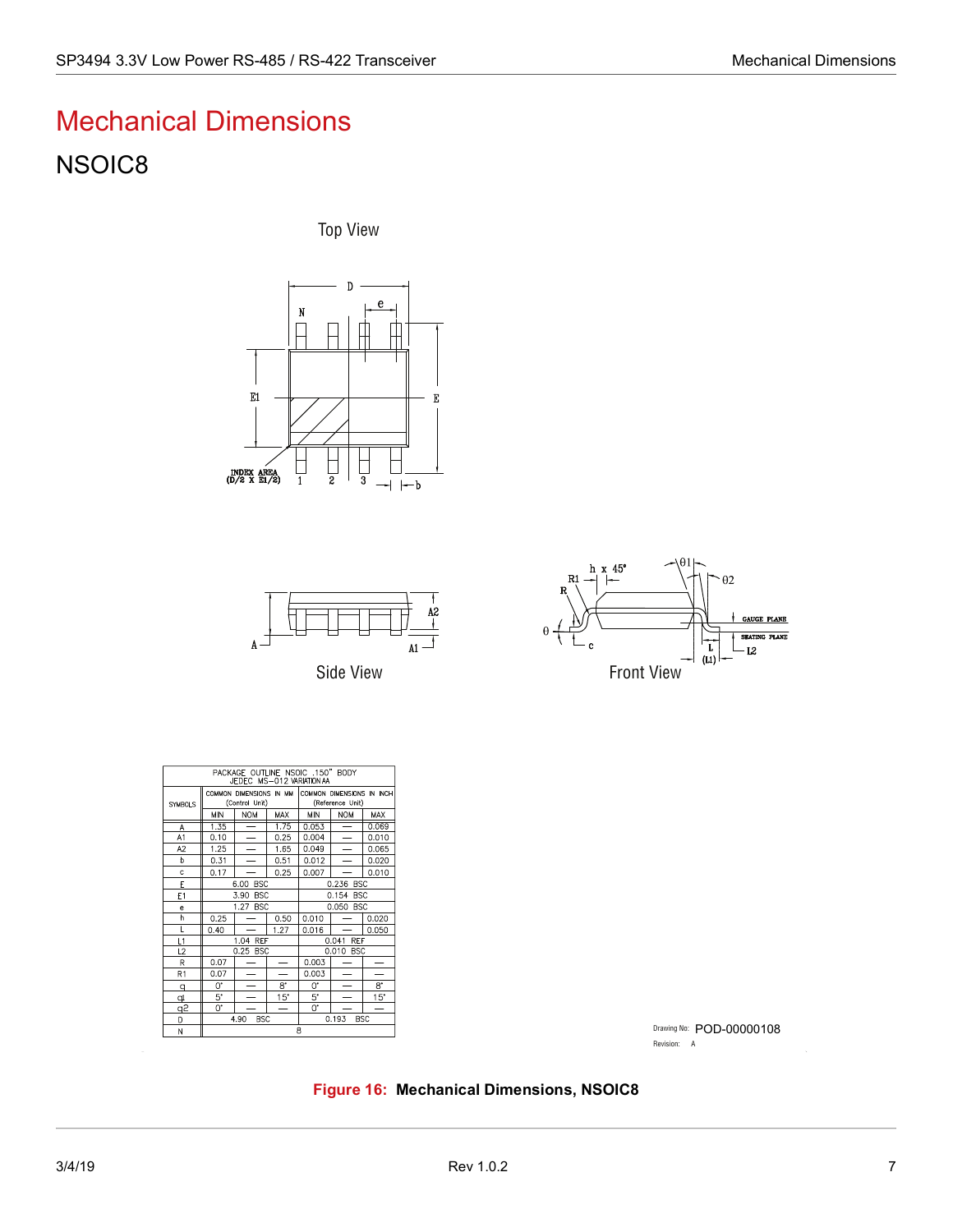# Mechanical Dimensions

## NSOIC8

Top View

Side View

Front View

| PACKAGE OUTLINE NSOIC .150" BODY JEDEC MS-012 VARIATION AA | | | | | | |
|---|---|---|---|---|---|---|
| SYMBOLS | COMMON DIMENSIONS IN MM (Control Unit) | | | COMMON DIMENSIONS IN INCH (Reference Unit) | | |
| | MIN | NOM | MAX | MIN | NOM | MAX |
| A | 1.35 | — | 1.75 | 0.053 | — | 0.069 |
| A1 | 0.10 | — | 0.25 | 0.004 | — | 0.010 |
| A2 | 1.25 | — | 1.65 | 0.049 | — | 0.065 |
| b | 0.31 | — | 0.51 | 0.012 | — | 0.020 |
| c | 0.17 | — | 0.25 | 0.007 | — | 0.010 |
| E | 6.00 BSC | | | 0.236 BSC | | |
| E1 | 3.90 BSC | | | 0.154 BSC | | |
| e | 1.27 BSC | | | 0.050 BSC | | |
| h | 0.25 | — | 0.50 | 0.010 | — | 0.020 |
| L | 0.40 | — | 1.27 | 0.016 | — | 0.050 |
| L1 | 1.04 REF | | | 0.041 REF | | |
| L2 | 0.25 BSC | | | 0.010 BSC | | |
| R | 0.07 | — | — | 0.003 | — | — |
| R1 | 0.07 | — | — | 0.003 | — | — |
| θ | 0° | — | 8° | 0° | — | 8° |
| θ1 | 5° | — | 15° | 5° | — | 15° |
| θ2 | 0° | — | — | 0° | — | — |
| D | 4.90 BSC | | | 0.193 BSC | | |
| N | 8 | | | | | |

Drawing No: POD-00000108

Revision: A

**Figure 16: Mechanical Dimensions, NSOIC8**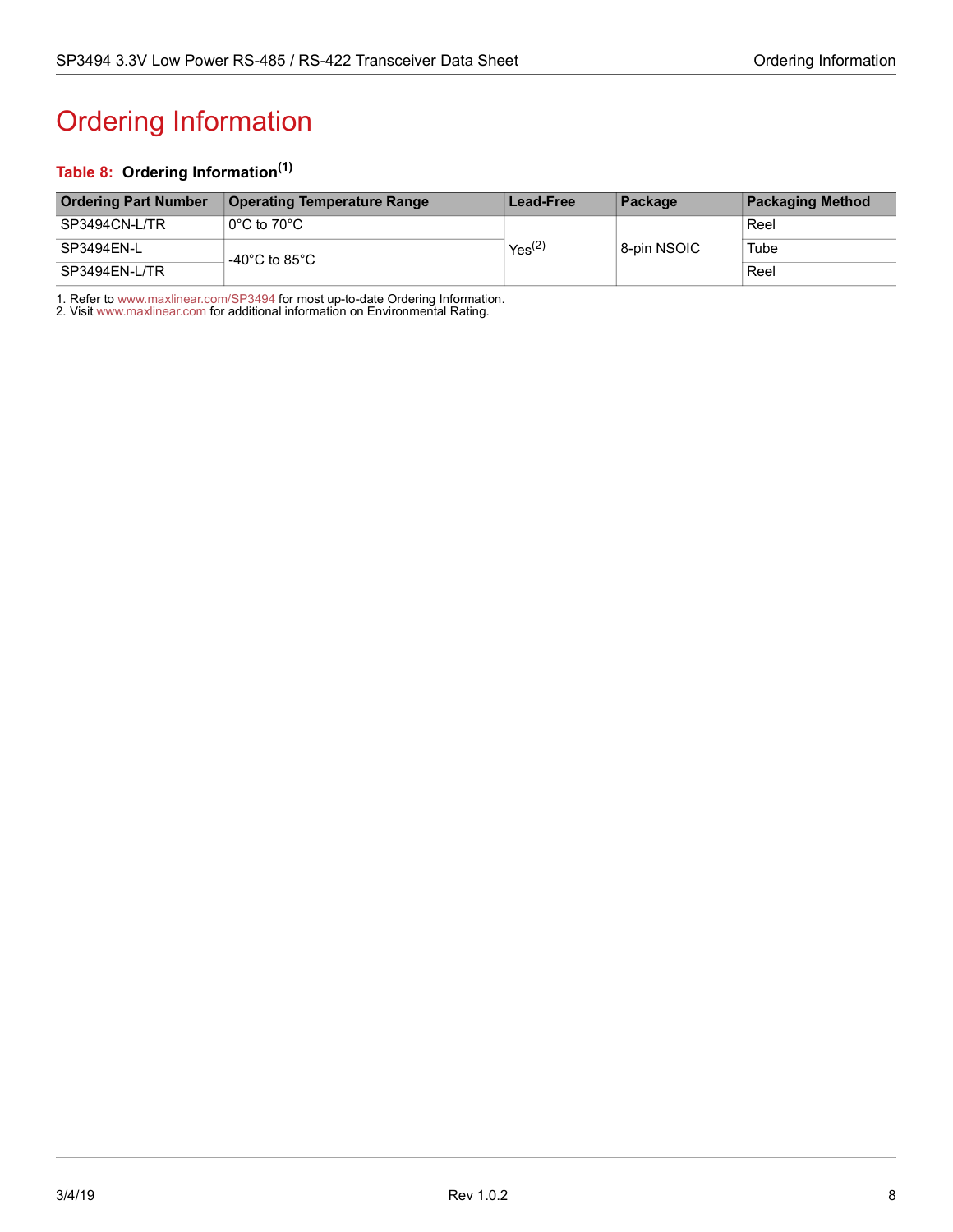# Ordering Information

**Table 8: Ordering Information[1]**

| Ordering Part Number | Operating Temperature Range | Lead-Free | Package | Packaging Method |
|---|---|---|---|---|
| SP3494CN-L/TR | 0°C to 70°C | Yes[2] | 8-pin NSOIC | Reel |
| SP3494EN-L | -40°C to 85°C | | | Tube |
| SP3494EN-L/TR | | | | Reel |

1. Refer to www.maxlinear.com/SP3494 for most up-to-date Ordering Information.
2. Visit www.maxlinear.com for additional information on Environmental Rating.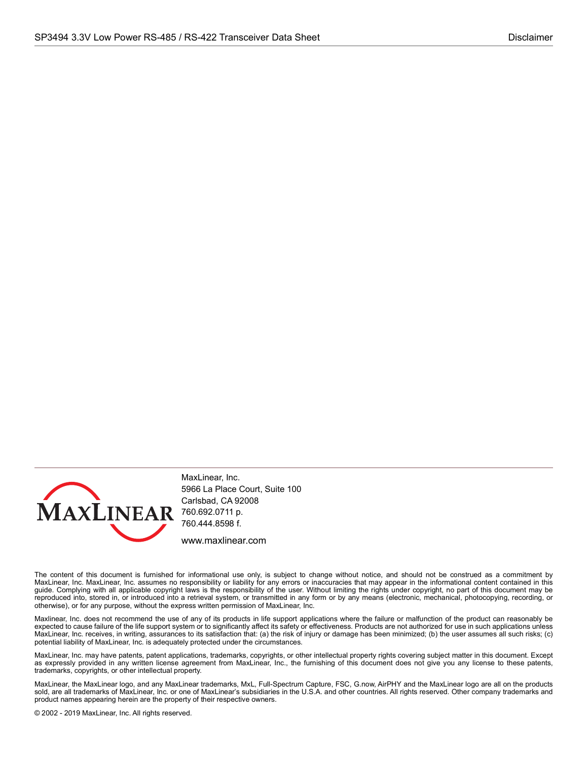MaxLinear, Inc.
5966 La Place Court, Suite 100
Carlsbad, CA 92008
760.692.0711 p.
760.444.8598 f.

www.maxlinear.com

The content of this document is furnished for informational use only, is subject to change without notice, and should not be construed as a commitment by MaxLinear, Inc. MaxLinear, Inc. assumes no responsibility or liability for any errors or inaccuracies that may appear in the informational content contained in this guide. Complying with all applicable copyright laws is the responsibility of the user. Without limiting the rights under copyright, no part of this document may be reproduced into, stored in, or introduced into a retrieval system, or transmitted in any form or by any means (electronic, mechanical, photocopying, recording, or otherwise), or for any purpose, without the express written permission of MaxLinear, Inc.

Maxlinear, Inc. does not recommend the use of any of its products in life support applications where the failure or malfunction of the product can reasonably be expected to cause failure of the life support system or to significantly affect its safety or effectiveness. Products are not authorized for use in such applications unless MaxLinear, Inc. receives, in writing, assurances to its satisfaction that: (a) the risk of injury or damage has been minimized; (b) the user assumes all such risks; (c) potential liability of MaxLinear, Inc. is adequately protected under the circumstances.

MaxLinear, Inc. may have patents, patent applications, trademarks, copyrights, or other intellectual property rights covering subject matter in this document. Except as expressly provided in any written license agreement from MaxLinear, Inc., the furnishing of this document does not give you any license to these patents, trademarks, copyrights, or other intellectual property.

MaxLinear, the MaxLinear logo, and any MaxLinear trademarks, MxL, Full-Spectrum Capture, FSC, G.now, AirPHY and the MaxLinear logo are all on the products sold, are all trademarks of MaxLinear, Inc. or one of MaxLinear's subsidiaries in the U.S.A. and other countries. All rights reserved. Other company trademarks and product names appearing herein are the property of their respective owners.

© 2002 - 2019 MaxLinear, Inc. All rights reserved.